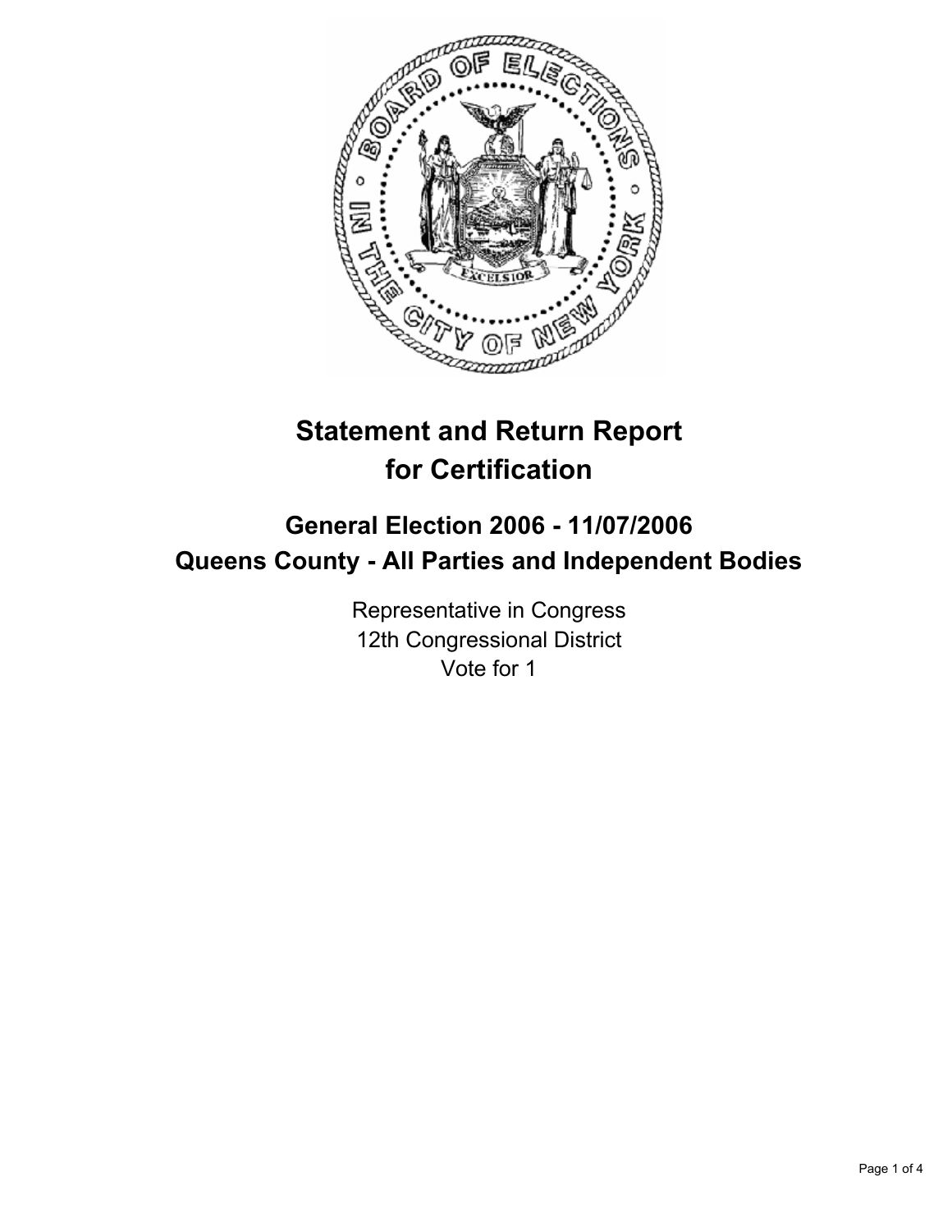# Statement and Return Report for Certification

## General Election 2006 - 11/07/2006
## Queens County - All Parties and Independent Bodies

Representative in Congress
12th Congressional District
Vote for 1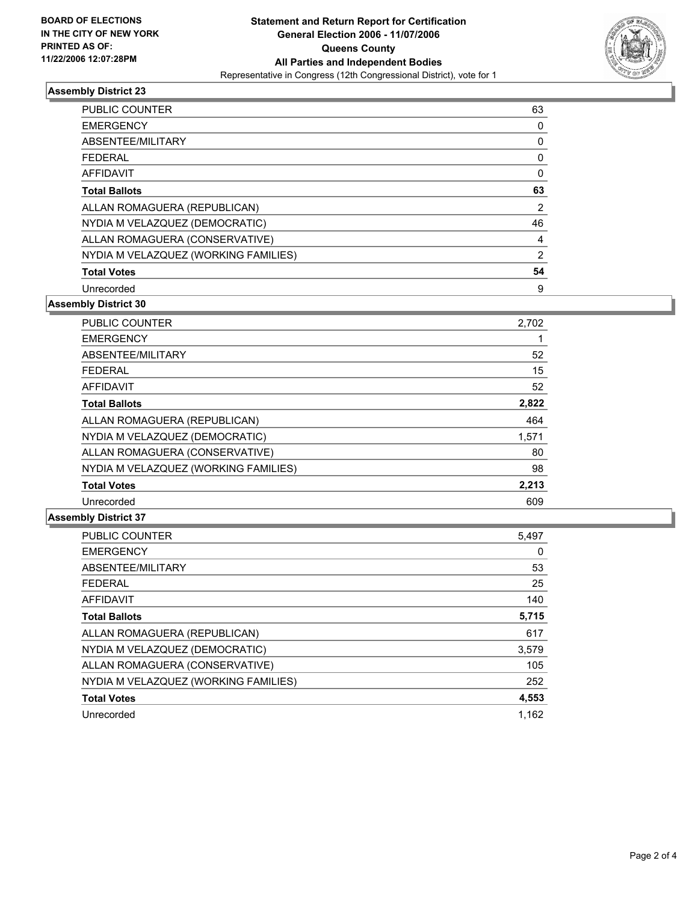BOARD OF ELECTIONS
IN THE CITY OF NEW YORK
PRINTED AS OF:
11/22/2006 12:07:28PM

**Statement and Return Report for Certification**
**General Election 2006 - 11/07/2006**
**Queens County**
**All Parties and Independent Bodies**
Representative in Congress (12th Congressional District), vote for 1

### Assembly District 23

| | |
|---|---|
| PUBLIC COUNTER | 63 |
| EMERGENCY | 0 |
| ABSENTEE/MILITARY | 0 |
| FEDERAL | 0 |
| AFFIDAVIT | 0 |
| **Total Ballots** | **63** |
| ALLAN ROMAGUERA (REPUBLICAN) | 2 |
| NYDIA M VELAZQUEZ (DEMOCRATIC) | 46 |
| ALLAN ROMAGUERA (CONSERVATIVE) | 4 |
| NYDIA M VELAZQUEZ (WORKING FAMILIES) | 2 |
| **Total Votes** | **54** |
| Unrecorded | 9 |

### Assembly District 30

| | |
|---|---|
| PUBLIC COUNTER | 2,702 |
| EMERGENCY | 1 |
| ABSENTEE/MILITARY | 52 |
| FEDERAL | 15 |
| AFFIDAVIT | 52 |
| **Total Ballots** | **2,822** |
| ALLAN ROMAGUERA (REPUBLICAN) | 464 |
| NYDIA M VELAZQUEZ (DEMOCRATIC) | 1,571 |
| ALLAN ROMAGUERA (CONSERVATIVE) | 80 |
| NYDIA M VELAZQUEZ (WORKING FAMILIES) | 98 |
| **Total Votes** | **2,213** |
| Unrecorded | 609 |

### Assembly District 37

| | |
|---|---|
| PUBLIC COUNTER | 5,497 |
| EMERGENCY | 0 |
| ABSENTEE/MILITARY | 53 |
| FEDERAL | 25 |
| AFFIDAVIT | 140 |
| **Total Ballots** | **5,715** |
| ALLAN ROMAGUERA (REPUBLICAN) | 617 |
| NYDIA M VELAZQUEZ (DEMOCRATIC) | 3,579 |
| ALLAN ROMAGUERA (CONSERVATIVE) | 105 |
| NYDIA M VELAZQUEZ (WORKING FAMILIES) | 252 |
| **Total Votes** | **4,553** |
| Unrecorded | 1,162 |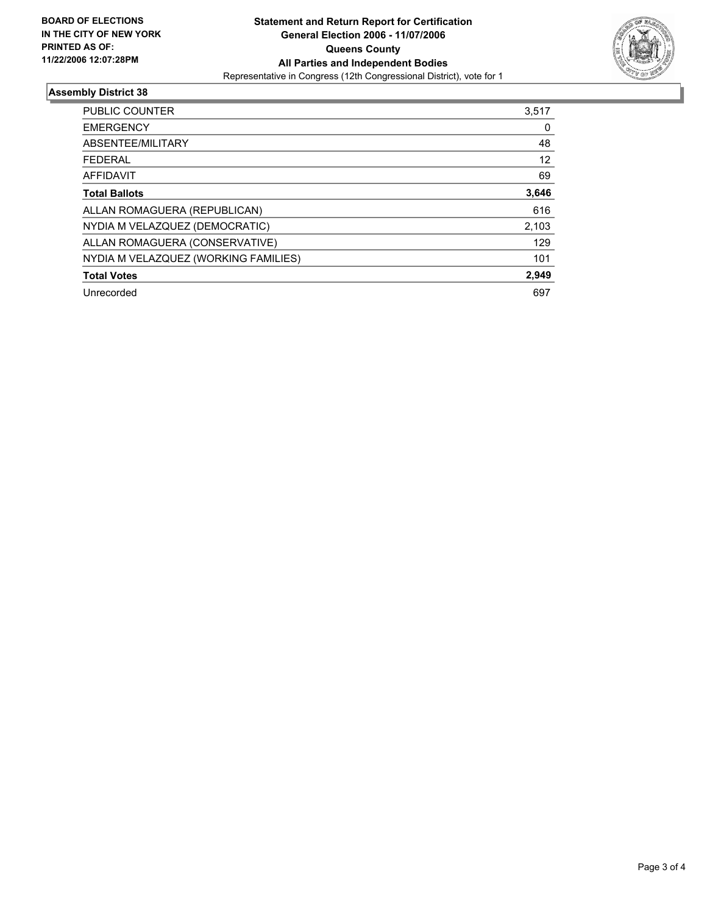**BOARD OF ELECTIONS IN THE CITY OF NEW YORK PRINTED AS OF: 11/22/2006 12:07:28PM**

**Statement and Return Report for Certification**
**General Election 2006 - 11/07/2006**
**Queens County**
**All Parties and Independent Bodies**
Representative in Congress (12th Congressional District), vote for 1

## Assembly District 38

| | |
|---|---|
| PUBLIC COUNTER | 3,517 |
| EMERGENCY | 0 |
| ABSENTEE/MILITARY | 48 |
| FEDERAL | 12 |
| AFFIDAVIT | 69 |
| **Total Ballots** | **3,646** |
| ALLAN ROMAGUERA (REPUBLICAN) | 616 |
| NYDIA M VELAZQUEZ (DEMOCRATIC) | 2,103 |
| ALLAN ROMAGUERA (CONSERVATIVE) | 129 |
| NYDIA M VELAZQUEZ (WORKING FAMILIES) | 101 |
| **Total Votes** | **2,949** |
| Unrecorded | 697 |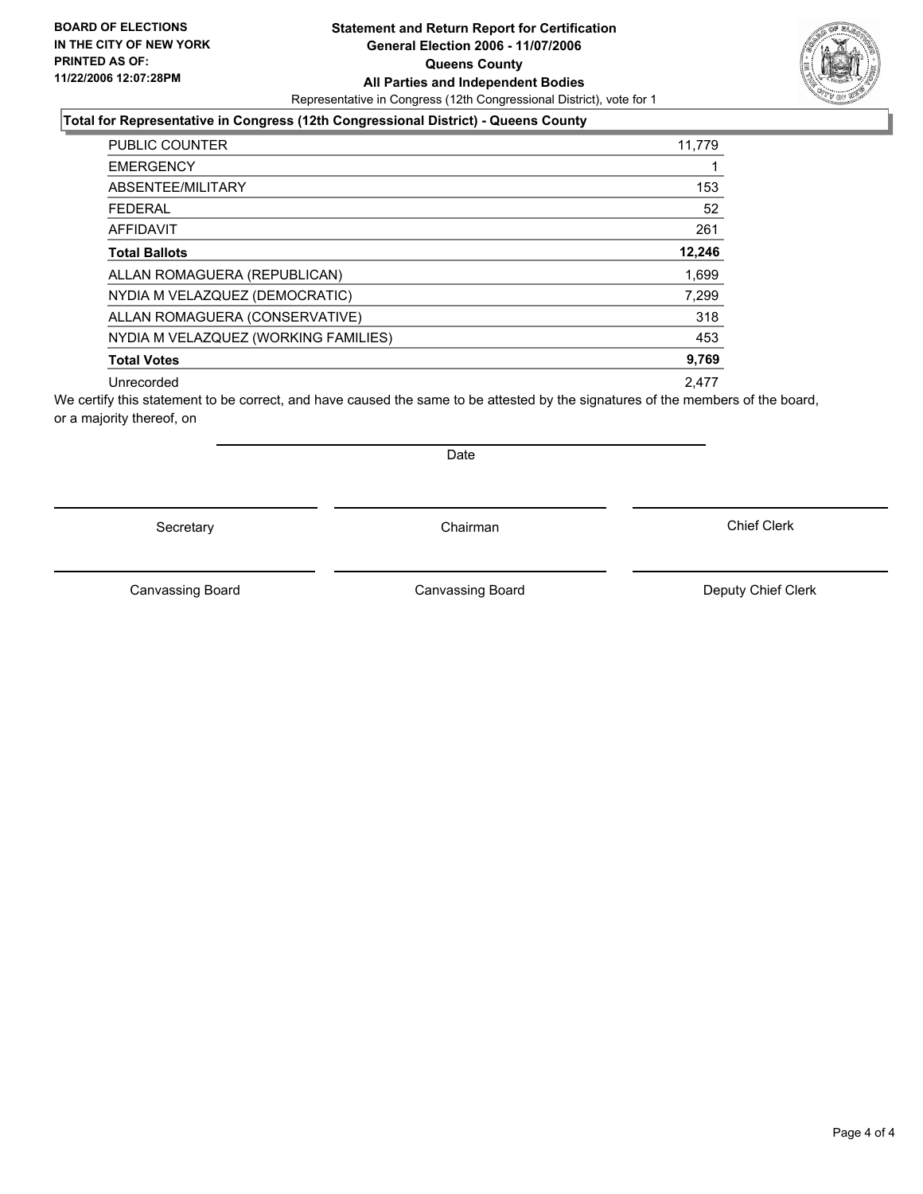**BOARD OF ELECTIONS IN THE CITY OF NEW YORK PRINTED AS OF: 11/22/2006 12:07:28PM**

# Statement and Return Report for Certification
## General Election 2006 - 11/07/2006
## Queens County
## All Parties and Independent Bodies

Representative in Congress (12th Congressional District), vote for 1

### Total for Representative in Congress (12th Congressional District) - Queens County

| | |
|---|---|
| PUBLIC COUNTER | 11,779 |
| EMERGENCY | 1 |
| ABSENTEE/MILITARY | 153 |
| FEDERAL | 52 |
| AFFIDAVIT | 261 |
| **Total Ballots** | **12,246** |
| ALLAN ROMAGUERA (REPUBLICAN) | 1,699 |
| NYDIA M VELAZQUEZ (DEMOCRATIC) | 7,299 |
| ALLAN ROMAGUERA (CONSERVATIVE) | 318 |
| NYDIA M VELAZQUEZ (WORKING FAMILIES) | 453 |
| **Total Votes** | **9,769** |
| Unrecorded | 2,477 |

We certify this statement to be correct, and have caused the same to be attested by the signatures of the members of the board, or a majority thereof, on

Date

Secretary | Chairman | Chief Clerk

Canvassing Board | Canvassing Board | Deputy Chief Clerk